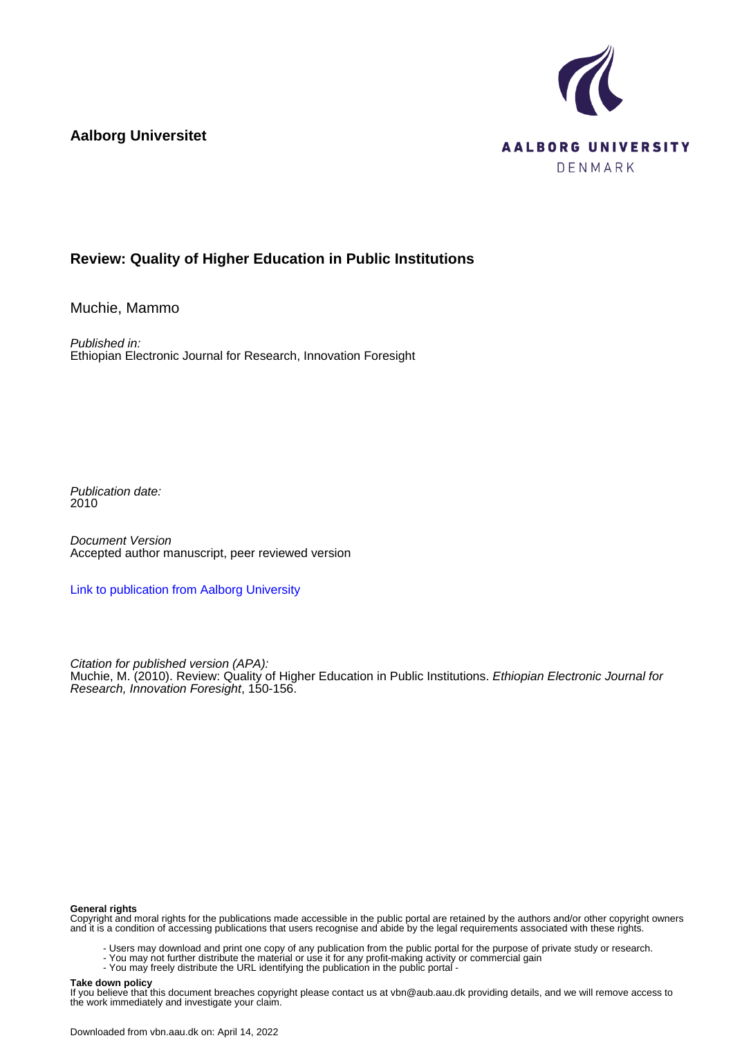**Aalborg Universitet**

AALBORG UNIVERSITY
DENMARK

# Review: Quality of Higher Education in Public Institutions

Muchie, Mammo

*Published in:*
Ethiopian Electronic Journal for Research, Innovation Foresight

*Publication date:*
2010

*Document Version*
Accepted author manuscript, peer reviewed version

Link to publication from Aalborg University

*Citation for published version (APA):*
Muchie, M. (2010). Review: Quality of Higher Education in Public Institutions. *Ethiopian Electronic Journal for Research, Innovation Foresight*, 150-156.

**General rights**
Copyright and moral rights for the publications made accessible in the public portal are retained by the authors and/or other copyright owners and it is a condition of accessing publications that users recognise and abide by the legal requirements associated with these rights.

- Users may download and print one copy of any publication from the public portal for the purpose of private study or research.
- You may not further distribute the material or use it for any profit-making activity or commercial gain
- You may freely distribute the URL identifying the publication in the public portal -

**Take down policy**
If you believe that this document breaches copyright please contact us at vbn@aub.aau.dk providing details, and we will remove access to the work immediately and investigate your claim.

Downloaded from vbn.aau.dk on: April 14, 2022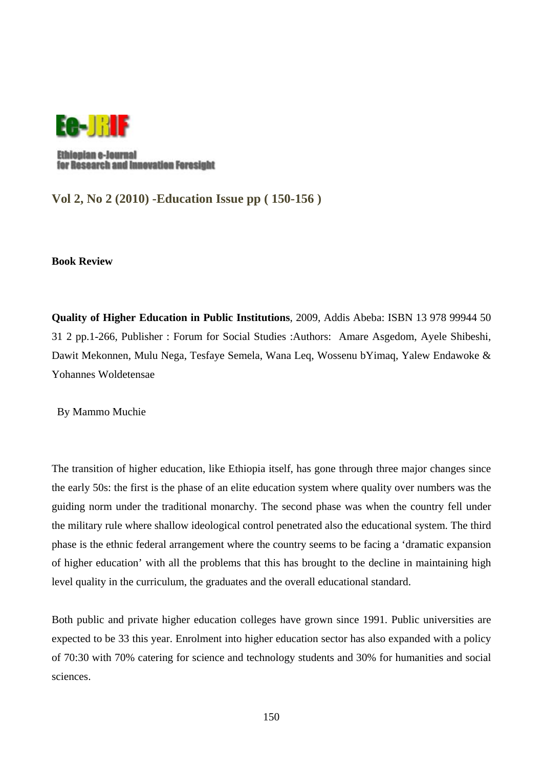**Ee-JRIF**

**Ethiopian e-Journal for Research and Innovation Foresight**

**Vol 2, No 2 (2010) -Education Issue pp ( 150-156 )**

**Book Review**

**Quality of Higher Education in Public Institutions**, 2009, Addis Abeba: ISBN 13 978 99944 50 31 2 pp.1-266, Publisher : Forum for Social Studies :Authors: Amare Asgedom, Ayele Shibeshi, Dawit Mekonnen, Mulu Nega, Tesfaye Semela, Wana Leq, Wossenu bYimaq, Yalew Endawoke & Yohannes Woldetensae

By Mammo Muchie

The transition of higher education, like Ethiopia itself, has gone through three major changes since the early 50s: the first is the phase of an elite education system where quality over numbers was the guiding norm under the traditional monarchy. The second phase was when the country fell under the military rule where shallow ideological control penetrated also the educational system. The third phase is the ethnic federal arrangement where the country seems to be facing a 'dramatic expansion of higher education' with all the problems that this has brought to the decline in maintaining high level quality in the curriculum, the graduates and the overall educational standard.

Both public and private higher education colleges have grown since 1991. Public universities are expected to be 33 this year. Enrolment into higher education sector has also expanded with a policy of 70:30 with 70% catering for science and technology students and 30% for humanities and social sciences.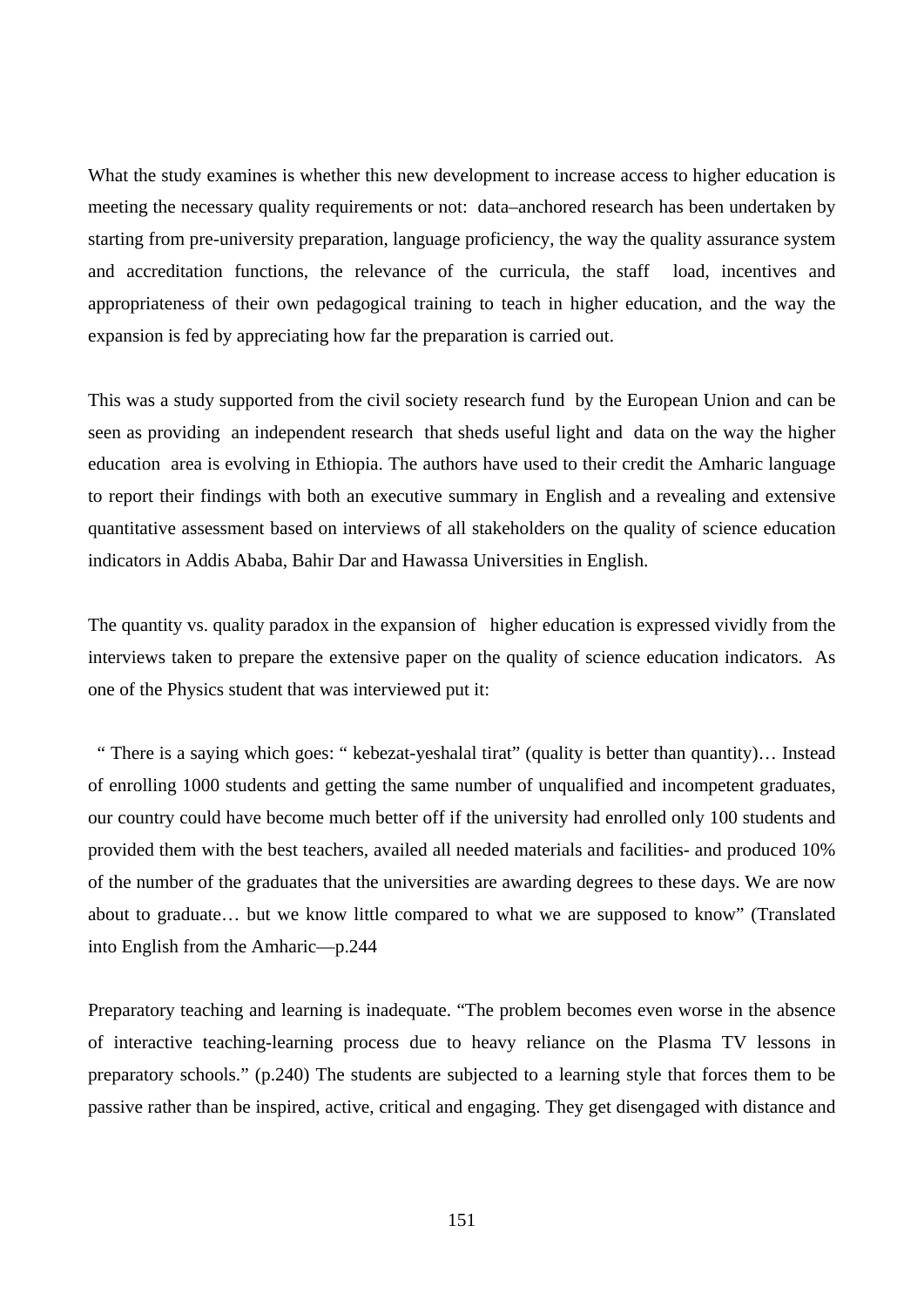What the study examines is whether this new development to increase access to higher education is meeting the necessary quality requirements or not: data–anchored research has been undertaken by starting from pre-university preparation, language proficiency, the way the quality assurance system and accreditation functions, the relevance of the curricula, the staff load, incentives and appropriateness of their own pedagogical training to teach in higher education, and the way the expansion is fed by appreciating how far the preparation is carried out.

This was a study supported from the civil society research fund by the European Union and can be seen as providing an independent research that sheds useful light and data on the way the higher education area is evolving in Ethiopia. The authors have used to their credit the Amharic language to report their findings with both an executive summary in English and a revealing and extensive quantitative assessment based on interviews of all stakeholders on the quality of science education indicators in Addis Ababa, Bahir Dar and Hawassa Universities in English.

The quantity vs. quality paradox in the expansion of higher education is expressed vividly from the interviews taken to prepare the extensive paper on the quality of science education indicators. As one of the Physics student that was interviewed put it:

" There is a saying which goes: " kebezat-yeshalal tirat" (quality is better than quantity)… Instead of enrolling 1000 students and getting the same number of unqualified and incompetent graduates, our country could have become much better off if the university had enrolled only 100 students and provided them with the best teachers, availed all needed materials and facilities- and produced 10% of the number of the graduates that the universities are awarding degrees to these days. We are now about to graduate… but we know little compared to what we are supposed to know" (Translated into English from the Amharic—p.244

Preparatory teaching and learning is inadequate. "The problem becomes even worse in the absence of interactive teaching-learning process due to heavy reliance on the Plasma TV lessons in preparatory schools." (p.240) The students are subjected to a learning style that forces them to be passive rather than be inspired, active, critical and engaging. They get disengaged with distance and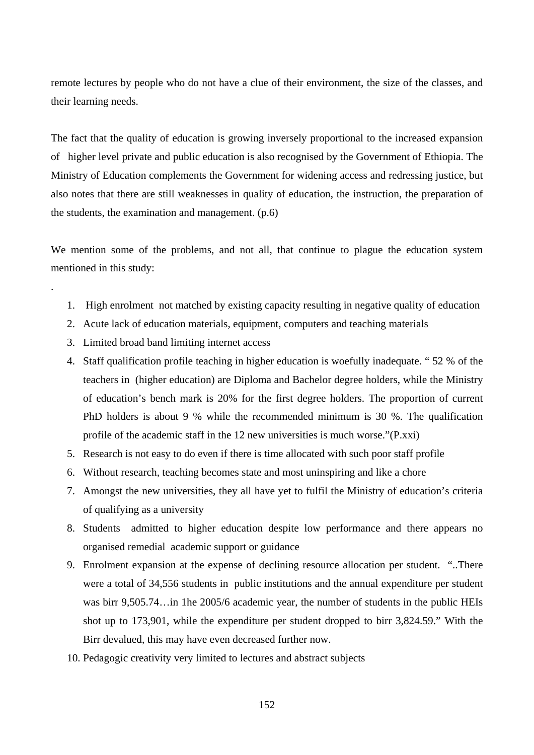remote lectures by people who do not have a clue of their environment, the size of the classes, and their learning needs.

The fact that the quality of education is growing inversely proportional to the increased expansion of higher level private and public education is also recognised by the Government of Ethiopia. The Ministry of Education complements the Government for widening access and redressing justice, but also notes that there are still weaknesses in quality of education, the instruction, the preparation of the students, the examination and management. (p.6)

We mention some of the problems, and not all, that continue to plague the education system mentioned in this study:

.

1. High enrolment not matched by existing capacity resulting in negative quality of education
2. Acute lack of education materials, equipment, computers and teaching materials
3. Limited broad band limiting internet access
4. Staff qualification profile teaching in higher education is woefully inadequate. " 52 % of the teachers in (higher education) are Diploma and Bachelor degree holders, while the Ministry of education's bench mark is 20% for the first degree holders. The proportion of current PhD holders is about 9 % while the recommended minimum is 30 %. The qualification profile of the academic staff in the 12 new universities is much worse."(P.xxi)
5. Research is not easy to do even if there is time allocated with such poor staff profile
6. Without research, teaching becomes state and most uninspiring and like a chore
7. Amongst the new universities, they all have yet to fulfil the Ministry of education's criteria of qualifying as a university
8. Students admitted to higher education despite low performance and there appears no organised remedial academic support or guidance
9. Enrolment expansion at the expense of declining resource allocation per student. "..There were a total of 34,556 students in public institutions and the annual expenditure per student was birr 9,505.74…in 1he 2005/6 academic year, the number of students in the public HEIs shot up to 173,901, while the expenditure per student dropped to birr 3,824.59." With the Birr devalued, this may have even decreased further now.
10. Pedagogic creativity very limited to lectures and abstract subjects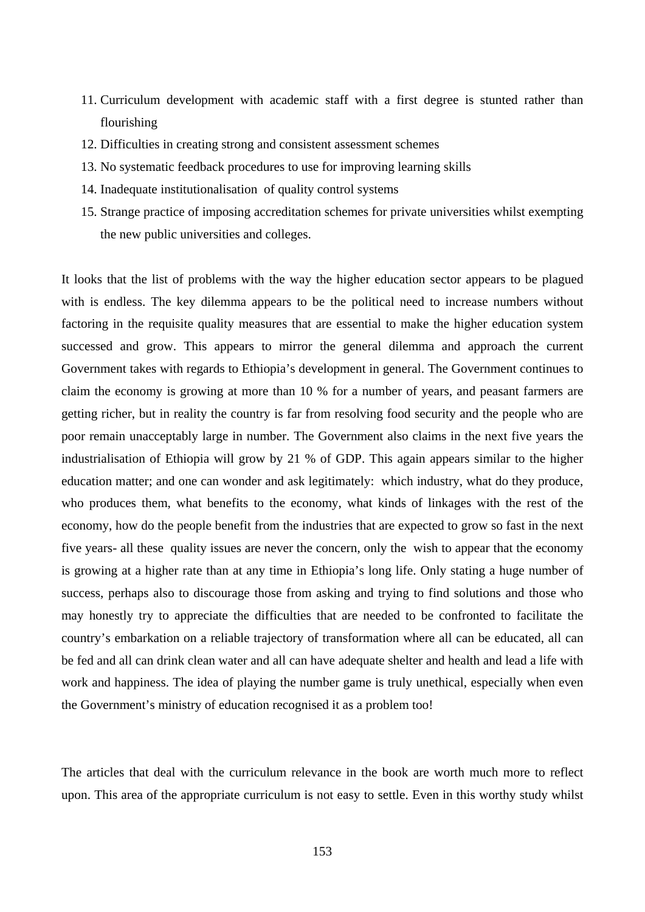11. Curriculum development with academic staff with a first degree is stunted rather than flourishing
12. Difficulties in creating strong and consistent assessment schemes
13. No systematic feedback procedures to use for improving learning skills
14. Inadequate institutionalisation of quality control systems
15. Strange practice of imposing accreditation schemes for private universities whilst exempting the new public universities and colleges.

It looks that the list of problems with the way the higher education sector appears to be plagued with is endless. The key dilemma appears to be the political need to increase numbers without factoring in the requisite quality measures that are essential to make the higher education system successed and grow. This appears to mirror the general dilemma and approach the current Government takes with regards to Ethiopia's development in general. The Government continues to claim the economy is growing at more than 10 % for a number of years, and peasant farmers are getting richer, but in reality the country is far from resolving food security and the people who are poor remain unacceptably large in number. The Government also claims in the next five years the industrialisation of Ethiopia will grow by 21 % of GDP. This again appears similar to the higher education matter; and one can wonder and ask legitimately: which industry, what do they produce, who produces them, what benefits to the economy, what kinds of linkages with the rest of the economy, how do the people benefit from the industries that are expected to grow so fast in the next five years- all these quality issues are never the concern, only the wish to appear that the economy is growing at a higher rate than at any time in Ethiopia's long life. Only stating a huge number of success, perhaps also to discourage those from asking and trying to find solutions and those who may honestly try to appreciate the difficulties that are needed to be confronted to facilitate the country's embarkation on a reliable trajectory of transformation where all can be educated, all can be fed and all can drink clean water and all can have adequate shelter and health and lead a life with work and happiness. The idea of playing the number game is truly unethical, especially when even the Government's ministry of education recognised it as a problem too!

The articles that deal with the curriculum relevance in the book are worth much more to reflect upon. This area of the appropriate curriculum is not easy to settle. Even in this worthy study whilst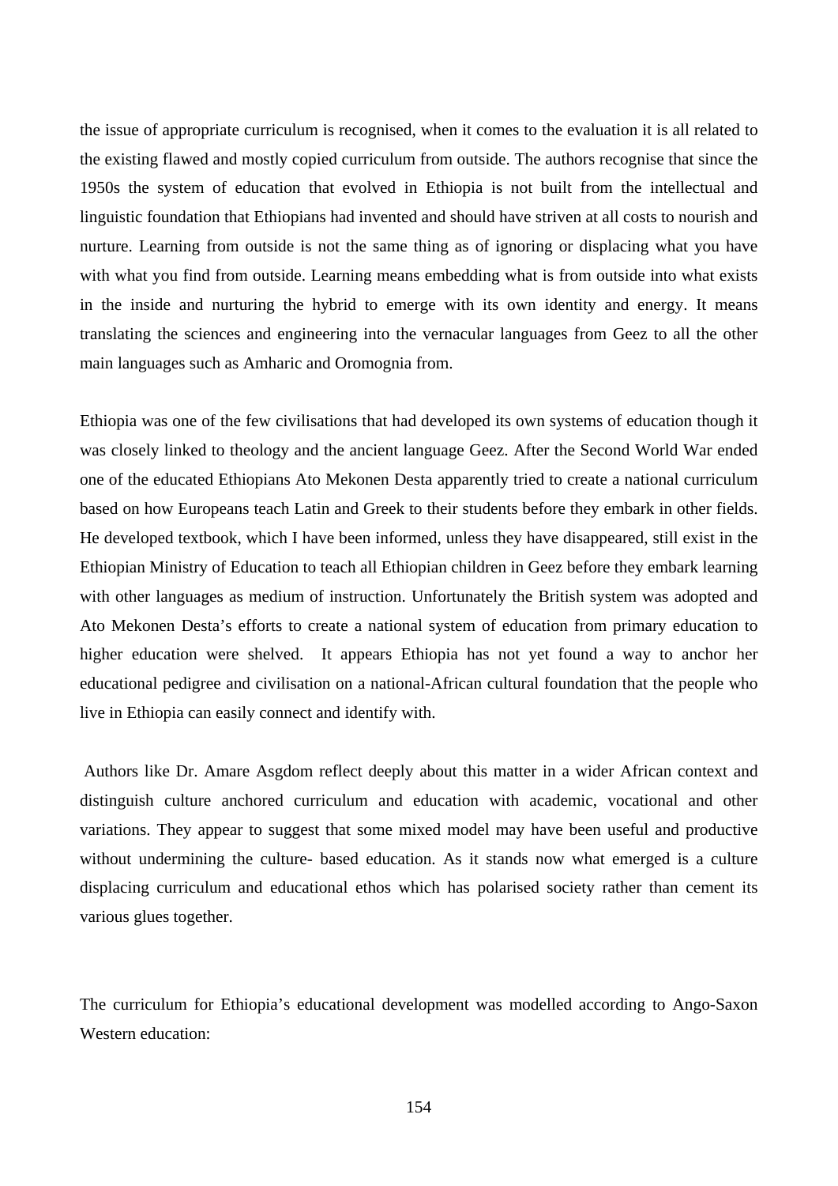the issue of appropriate curriculum is recognised, when it comes to the evaluation it is all related to the existing flawed and mostly copied curriculum from outside. The authors recognise that since the 1950s the system of education that evolved in Ethiopia is not built from the intellectual and linguistic foundation that Ethiopians had invented and should have striven at all costs to nourish and nurture. Learning from outside is not the same thing as of ignoring or displacing what you have with what you find from outside. Learning means embedding what is from outside into what exists in the inside and nurturing the hybrid to emerge with its own identity and energy. It means translating the sciences and engineering into the vernacular languages from Geez to all the other main languages such as Amharic and Oromognia from.

Ethiopia was one of the few civilisations that had developed its own systems of education though it was closely linked to theology and the ancient language Geez. After the Second World War ended one of the educated Ethiopians Ato Mekonen Desta apparently tried to create a national curriculum based on how Europeans teach Latin and Greek to their students before they embark in other fields. He developed textbook, which I have been informed, unless they have disappeared, still exist in the Ethiopian Ministry of Education to teach all Ethiopian children in Geez before they embark learning with other languages as medium of instruction. Unfortunately the British system was adopted and Ato Mekonen Desta's efforts to create a national system of education from primary education to higher education were shelved. It appears Ethiopia has not yet found a way to anchor her educational pedigree and civilisation on a national-African cultural foundation that the people who live in Ethiopia can easily connect and identify with.

Authors like Dr. Amare Asgdom reflect deeply about this matter in a wider African context and distinguish culture anchored curriculum and education with academic, vocational and other variations. They appear to suggest that some mixed model may have been useful and productive without undermining the culture- based education. As it stands now what emerged is a culture displacing curriculum and educational ethos which has polarised society rather than cement its various glues together.

The curriculum for Ethiopia's educational development was modelled according to Ango-Saxon Western education: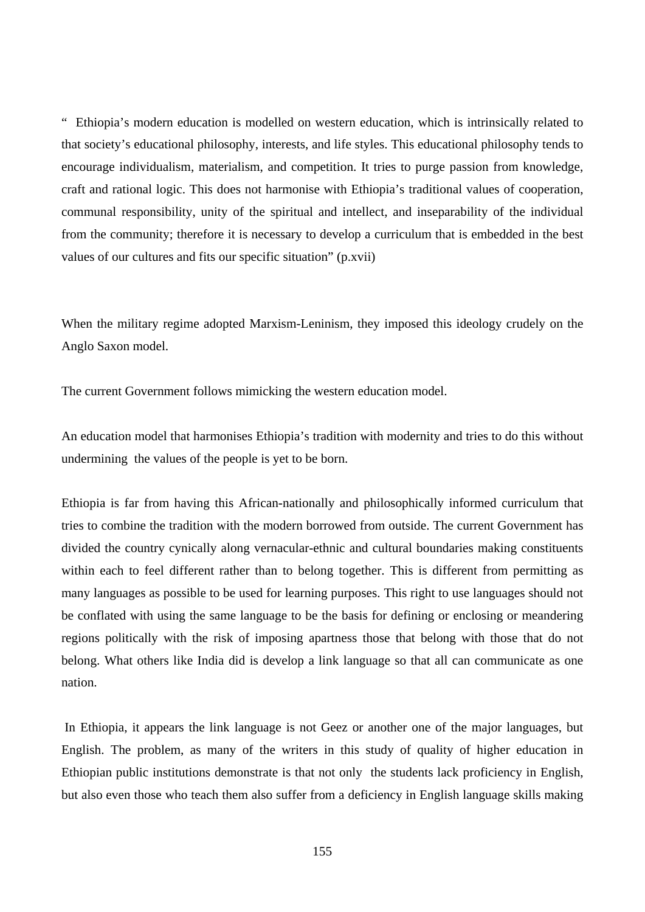" Ethiopia's modern education is modelled on western education, which is intrinsically related to that society's educational philosophy, interests, and life styles. This educational philosophy tends to encourage individualism, materialism, and competition. It tries to purge passion from knowledge, craft and rational logic. This does not harmonise with Ethiopia's traditional values of cooperation, communal responsibility, unity of the spiritual and intellect, and inseparability of the individual from the community; therefore it is necessary to develop a curriculum that is embedded in the best values of our cultures and fits our specific situation" (p.xvii)

When the military regime adopted Marxism-Leninism, they imposed this ideology crudely on the Anglo Saxon model.

The current Government follows mimicking the western education model.

An education model that harmonises Ethiopia's tradition with modernity and tries to do this without undermining the values of the people is yet to be born.

Ethiopia is far from having this African-nationally and philosophically informed curriculum that tries to combine the tradition with the modern borrowed from outside. The current Government has divided the country cynically along vernacular-ethnic and cultural boundaries making constituents within each to feel different rather than to belong together. This is different from permitting as many languages as possible to be used for learning purposes. This right to use languages should not be conflated with using the same language to be the basis for defining or enclosing or meandering regions politically with the risk of imposing apartness those that belong with those that do not belong. What others like India did is develop a link language so that all can communicate as one nation.

In Ethiopia, it appears the link language is not Geez or another one of the major languages, but English. The problem, as many of the writers in this study of quality of higher education in Ethiopian public institutions demonstrate is that not only the students lack proficiency in English, but also even those who teach them also suffer from a deficiency in English language skills making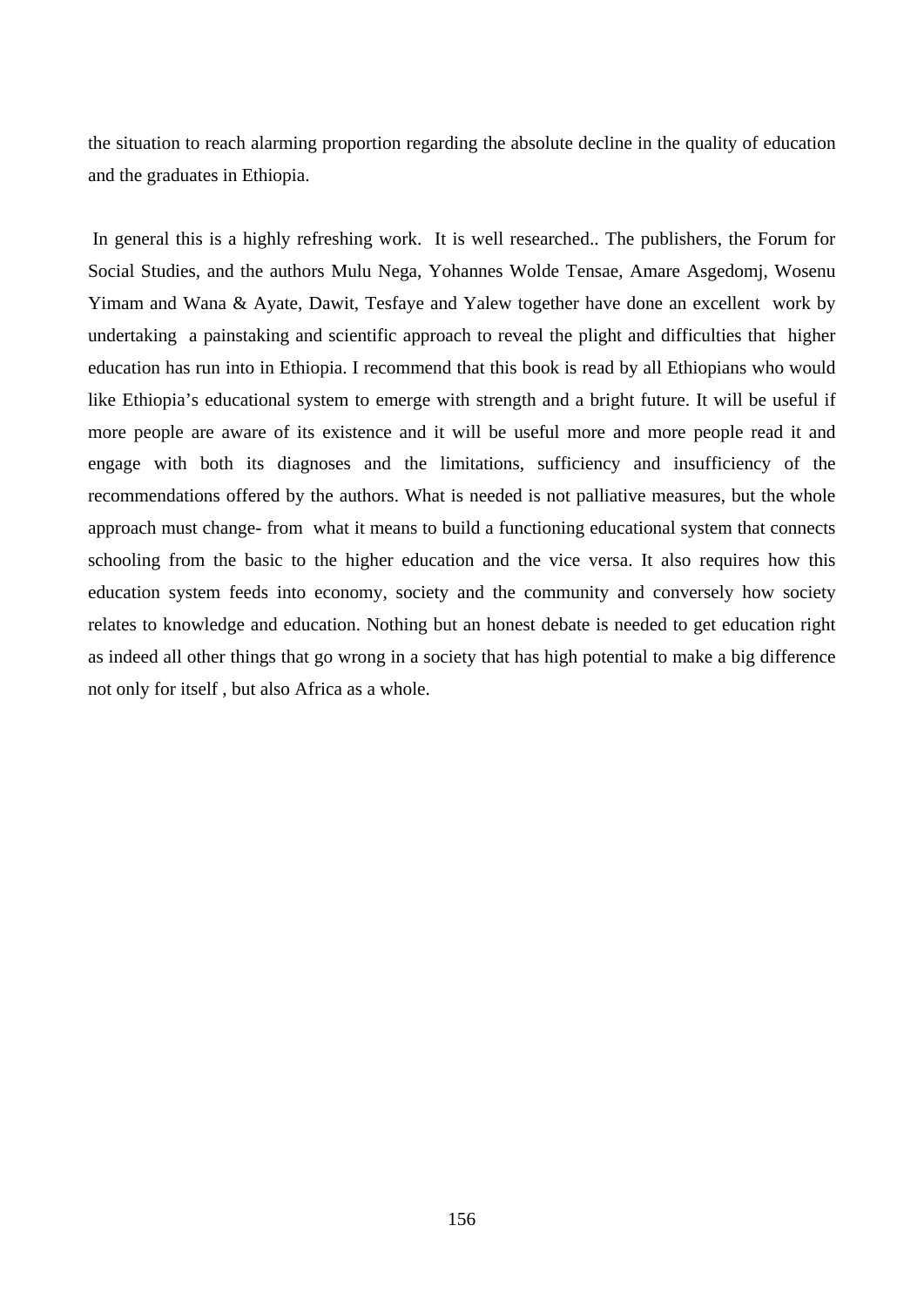the situation to reach alarming proportion regarding the absolute decline in the quality of education and the graduates in Ethiopia.

In general this is a highly refreshing work. It is well researched.. The publishers, the Forum for Social Studies, and the authors Mulu Nega, Yohannes Wolde Tensae, Amare Asgedomj, Wosenu Yimam and Wana & Ayate, Dawit, Tesfaye and Yalew together have done an excellent work by undertaking a painstaking and scientific approach to reveal the plight and difficulties that higher education has run into in Ethiopia. I recommend that this book is read by all Ethiopians who would like Ethiopia's educational system to emerge with strength and a bright future. It will be useful if more people are aware of its existence and it will be useful more and more people read it and engage with both its diagnoses and the limitations, sufficiency and insufficiency of the recommendations offered by the authors. What is needed is not palliative measures, but the whole approach must change- from what it means to build a functioning educational system that connects schooling from the basic to the higher education and the vice versa. It also requires how this education system feeds into economy, society and the community and conversely how society relates to knowledge and education. Nothing but an honest debate is needed to get education right as indeed all other things that go wrong in a society that has high potential to make a big difference not only for itself , but also Africa as a whole.